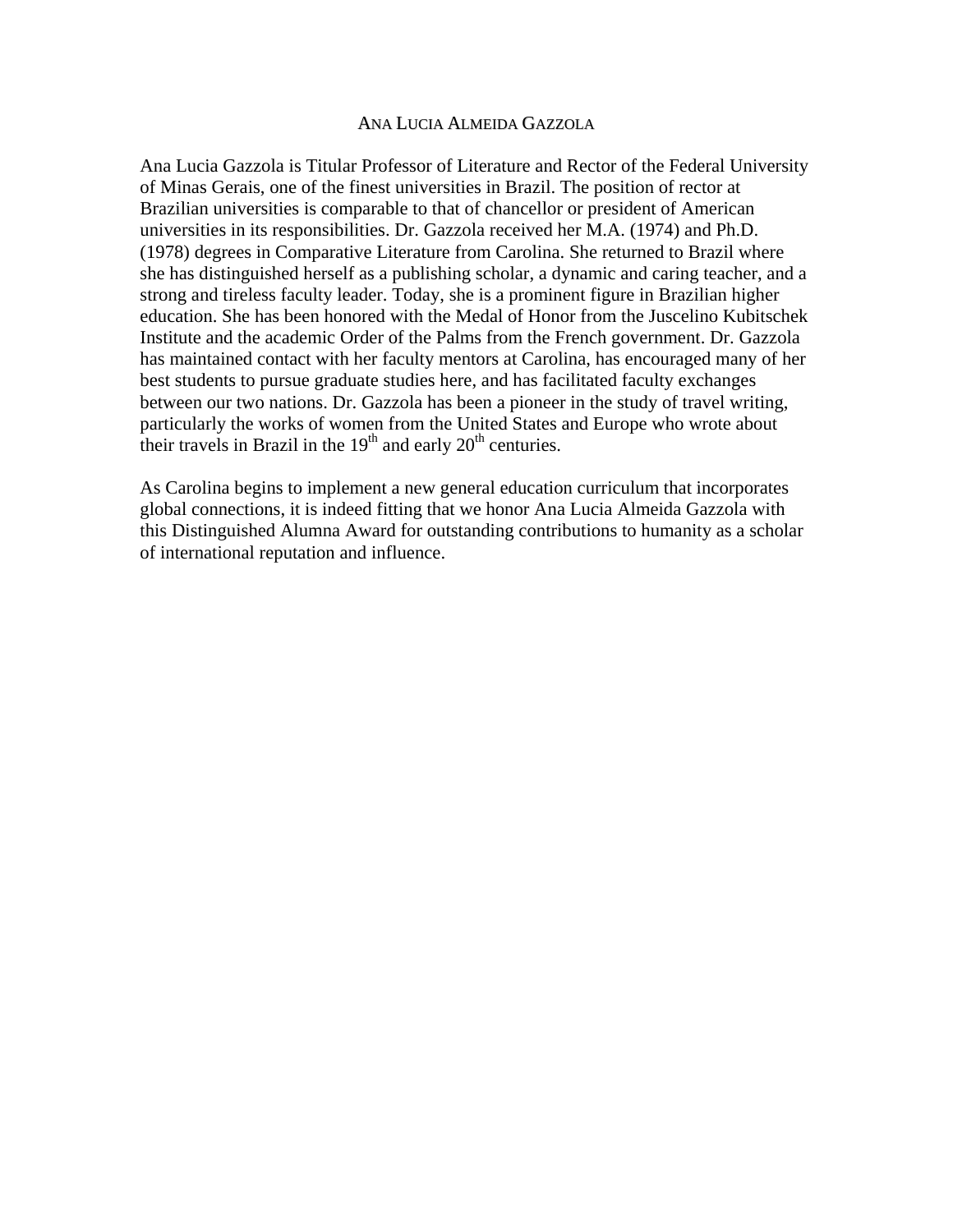# Ana Lucia Almeida Gazzola

Ana Lucia Gazzola is Titular Professor of Literature and Rector of the Federal University of Minas Gerais, one of the finest universities in Brazil. The position of rector at Brazilian universities is comparable to that of chancellor or president of American universities in its responsibilities. Dr. Gazzola received her M.A. (1974) and Ph.D. (1978) degrees in Comparative Literature from Carolina. She returned to Brazil where she has distinguished herself as a publishing scholar, a dynamic and caring teacher, and a strong and tireless faculty leader. Today, she is a prominent figure in Brazilian higher education. She has been honored with the Medal of Honor from the Juscelino Kubitschek Institute and the academic Order of the Palms from the French government. Dr. Gazzola has maintained contact with her faculty mentors at Carolina, has encouraged many of her best students to pursue graduate studies here, and has facilitated faculty exchanges between our two nations. Dr. Gazzola has been a pioneer in the study of travel writing, particularly the works of women from the United States and Europe who wrote about their travels in Brazil in the 19th and early 20th centuries.

As Carolina begins to implement a new general education curriculum that incorporates global connections, it is indeed fitting that we honor Ana Lucia Almeida Gazzola with this Distinguished Alumna Award for outstanding contributions to humanity as a scholar of international reputation and influence.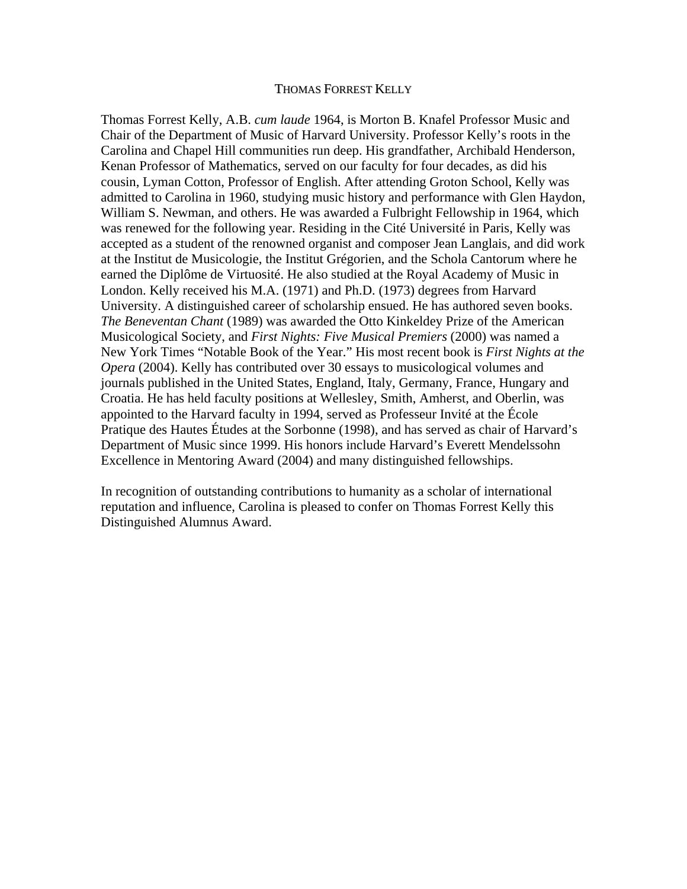## THOMAS FORREST KELLY

Thomas Forrest Kelly, A.B. *cum laude* 1964, is Morton B. Knafel Professor Music and Chair of the Department of Music of Harvard University. Professor Kelly's roots in the Carolina and Chapel Hill communities run deep. His grandfather, Archibald Henderson, Kenan Professor of Mathematics, served on our faculty for four decades, as did his cousin, Lyman Cotton, Professor of English. After attending Groton School, Kelly was admitted to Carolina in 1960, studying music history and performance with Glen Haydon, William S. Newman, and others. He was awarded a Fulbright Fellowship in 1964, which was renewed for the following year. Residing in the Cité Université in Paris, Kelly was accepted as a student of the renowned organist and composer Jean Langlais, and did work at the Institut de Musicologie, the Institut Grégorien, and the Schola Cantorum where he earned the Diplôme de Virtuosité. He also studied at the Royal Academy of Music in London. Kelly received his M.A. (1971) and Ph.D. (1973) degrees from Harvard University. A distinguished career of scholarship ensued. He has authored seven books. *The Beneventan Chant* (1989) was awarded the Otto Kinkeldey Prize of the American Musicological Society, and *First Nights: Five Musical Premiers* (2000) was named a New York Times "Notable Book of the Year." His most recent book is *First Nights at the Opera* (2004). Kelly has contributed over 30 essays to musicological volumes and journals published in the United States, England, Italy, Germany, France, Hungary and Croatia. He has held faculty positions at Wellesley, Smith, Amherst, and Oberlin, was appointed to the Harvard faculty in 1994, served as Professeur Invité at the École Pratique des Hautes Études at the Sorbonne (1998), and has served as chair of Harvard's Department of Music since 1999. His honors include Harvard's Everett Mendelssohn Excellence in Mentoring Award (2004) and many distinguished fellowships.

In recognition of outstanding contributions to humanity as a scholar of international reputation and influence, Carolina is pleased to confer on Thomas Forrest Kelly this Distinguished Alumnus Award.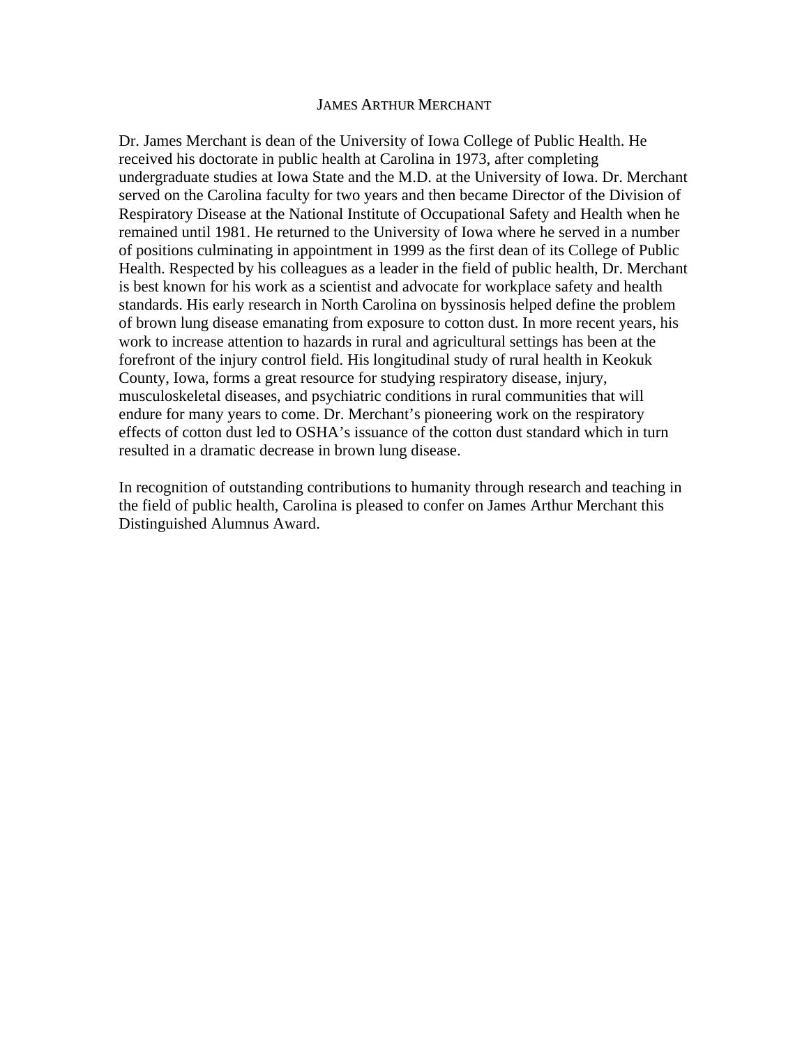# JAMES ARTHUR MERCHANT

Dr. James Merchant is dean of the University of Iowa College of Public Health. He received his doctorate in public health at Carolina in 1973, after completing undergraduate studies at Iowa State and the M.D. at the University of Iowa. Dr. Merchant served on the Carolina faculty for two years and then became Director of the Division of Respiratory Disease at the National Institute of Occupational Safety and Health when he remained until 1981. He returned to the University of Iowa where he served in a number of positions culminating in appointment in 1999 as the first dean of its College of Public Health. Respected by his colleagues as a leader in the field of public health, Dr. Merchant is best known for his work as a scientist and advocate for workplace safety and health standards. His early research in North Carolina on byssinosis helped define the problem of brown lung disease emanating from exposure to cotton dust. In more recent years, his work to increase attention to hazards in rural and agricultural settings has been at the forefront of the injury control field. His longitudinal study of rural health in Keokuk County, Iowa, forms a great resource for studying respiratory disease, injury, musculoskeletal diseases, and psychiatric conditions in rural communities that will endure for many years to come. Dr. Merchant's pioneering work on the respiratory effects of cotton dust led to OSHA's issuance of the cotton dust standard which in turn resulted in a dramatic decrease in brown lung disease.

In recognition of outstanding contributions to humanity through research and teaching in the field of public health, Carolina is pleased to confer on James Arthur Merchant this Distinguished Alumnus Award.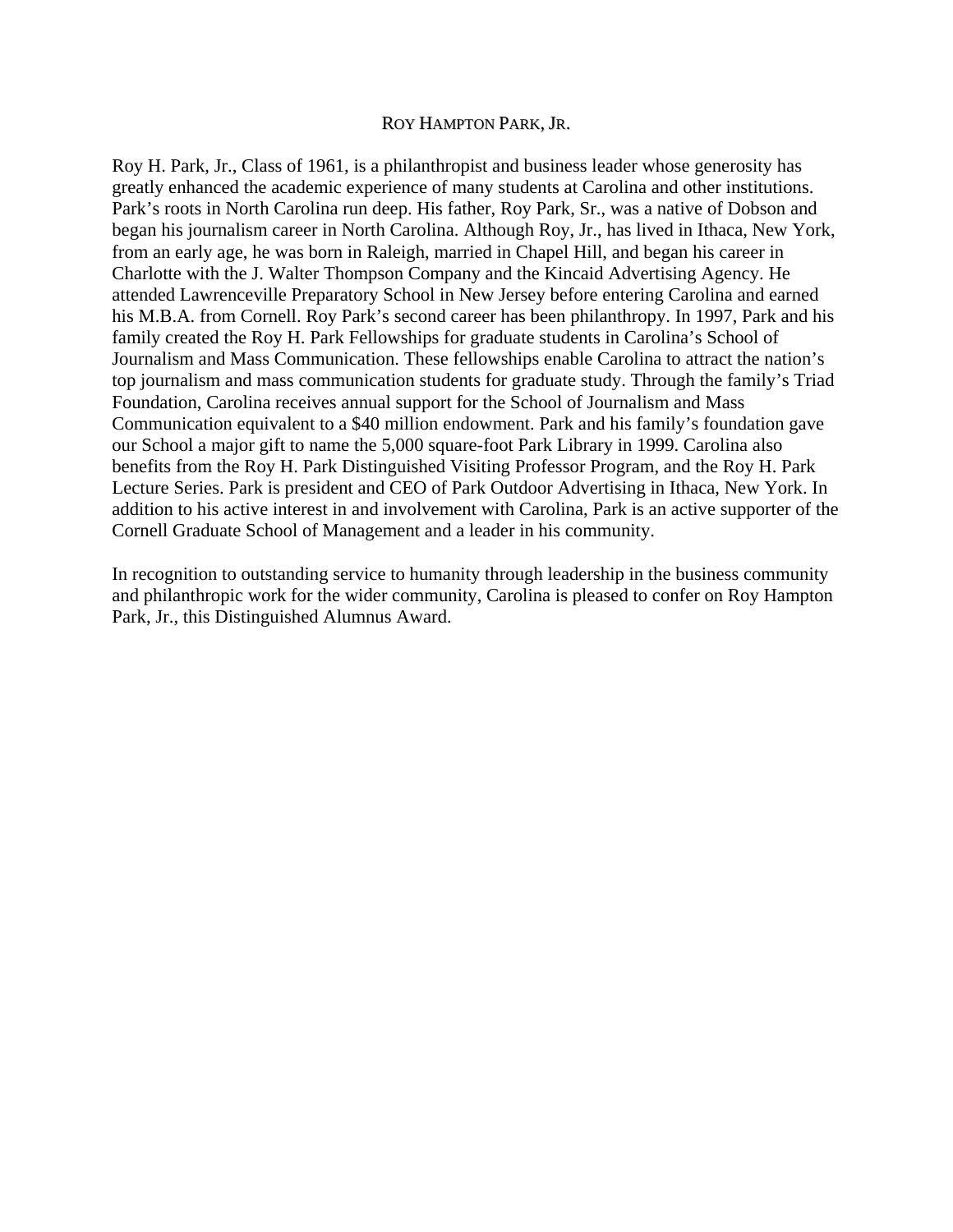## ROY HAMPTON PARK, JR.

Roy H. Park, Jr., Class of 1961, is a philanthropist and business leader whose generosity has greatly enhanced the academic experience of many students at Carolina and other institutions. Park's roots in North Carolina run deep. His father, Roy Park, Sr., was a native of Dobson and began his journalism career in North Carolina. Although Roy, Jr., has lived in Ithaca, New York, from an early age, he was born in Raleigh, married in Chapel Hill, and began his career in Charlotte with the J. Walter Thompson Company and the Kincaid Advertising Agency. He attended Lawrenceville Preparatory School in New Jersey before entering Carolina and earned his M.B.A. from Cornell. Roy Park's second career has been philanthropy. In 1997, Park and his family created the Roy H. Park Fellowships for graduate students in Carolina's School of Journalism and Mass Communication. These fellowships enable Carolina to attract the nation's top journalism and mass communication students for graduate study. Through the family's Triad Foundation, Carolina receives annual support for the School of Journalism and Mass Communication equivalent to a $40 million endowment. Park and his family's foundation gave our School a major gift to name the 5,000 square-foot Park Library in 1999. Carolina also benefits from the Roy H. Park Distinguished Visiting Professor Program, and the Roy H. Park Lecture Series. Park is president and CEO of Park Outdoor Advertising in Ithaca, New York. In addition to his active interest in and involvement with Carolina, Park is an active supporter of the Cornell Graduate School of Management and a leader in his community.

In recognition to outstanding service to humanity through leadership in the business community and philanthropic work for the wider community, Carolina is pleased to confer on Roy Hampton Park, Jr., this Distinguished Alumnus Award.